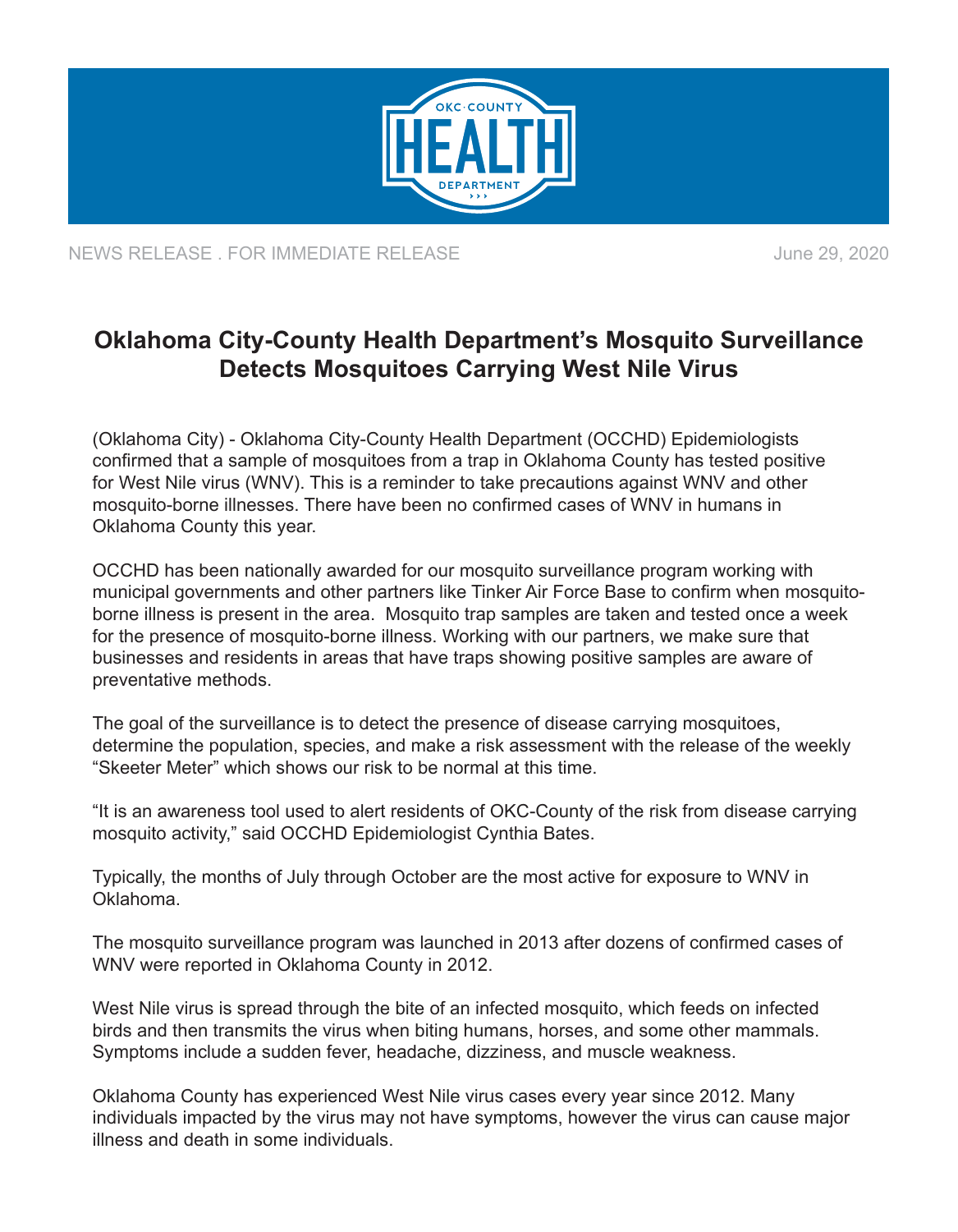NEWS RELEASE . FOR IMMEDIATE RELEASE

June 29, 2020

# Oklahoma City-County Health Department's Mosquito Surveillance Detects Mosquitoes Carrying West Nile Virus

(Oklahoma City) - Oklahoma City-County Health Department (OCCHD) Epidemiologists confirmed that a sample of mosquitoes from a trap in Oklahoma County has tested positive for West Nile virus (WNV). This is a reminder to take precautions against WNV and other mosquito-borne illnesses. There have been no confirmed cases of WNV in humans in Oklahoma County this year.

OCCHD has been nationally awarded for our mosquito surveillance program working with municipal governments and other partners like Tinker Air Force Base to confirm when mosquito-borne illness is present in the area. Mosquito trap samples are taken and tested once a week for the presence of mosquito-borne illness. Working with our partners, we make sure that businesses and residents in areas that have traps showing positive samples are aware of preventative methods.

The goal of the surveillance is to detect the presence of disease carrying mosquitoes, determine the population, species, and make a risk assessment with the release of the weekly "Skeeter Meter" which shows our risk to be normal at this time.

"It is an awareness tool used to alert residents of OKC-County of the risk from disease carrying mosquito activity," said OCCHD Epidemiologist Cynthia Bates.

Typically, the months of July through October are the most active for exposure to WNV in Oklahoma.

The mosquito surveillance program was launched in 2013 after dozens of confirmed cases of WNV were reported in Oklahoma County in 2012.

West Nile virus is spread through the bite of an infected mosquito, which feeds on infected birds and then transmits the virus when biting humans, horses, and some other mammals. Symptoms include a sudden fever, headache, dizziness, and muscle weakness.

Oklahoma County has experienced West Nile virus cases every year since 2012. Many individuals impacted by the virus may not have symptoms, however the virus can cause major illness and death in some individuals.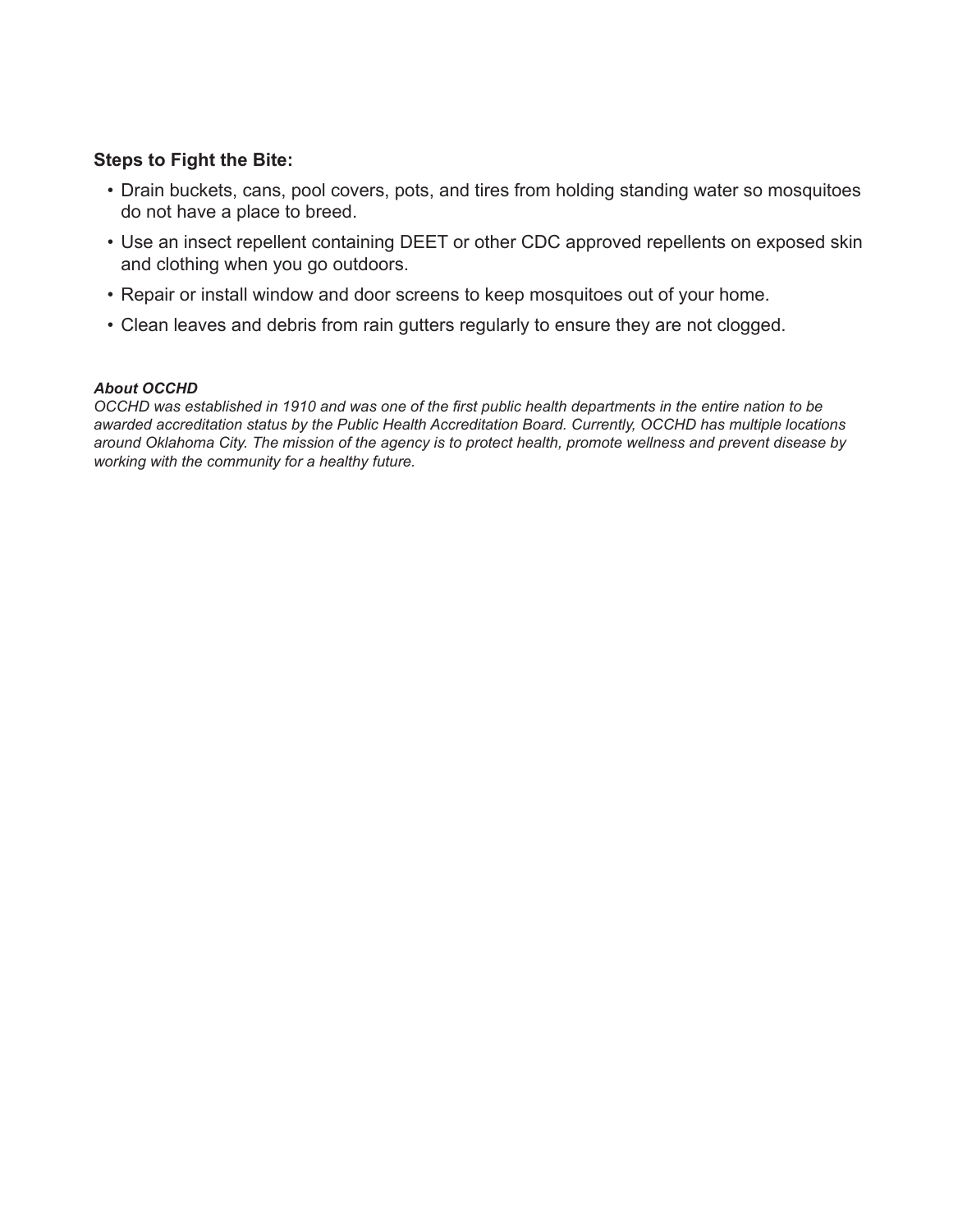**Steps to Fight the Bite:**

- Drain buckets, cans, pool covers, pots, and tires from holding standing water so mosquitoes do not have a place to breed.
- Use an insect repellent containing DEET or other CDC approved repellents on exposed skin and clothing when you go outdoors.
- Repair or install window and door screens to keep mosquitoes out of your home.
- Clean leaves and debris from rain gutters regularly to ensure they are not clogged.

***About OCCHD***

*OCCHD was established in 1910 and was one of the first public health departments in the entire nation to be awarded accreditation status by the Public Health Accreditation Board. Currently, OCCHD has multiple locations around Oklahoma City. The mission of the agency is to protect health, promote wellness and prevent disease by working with the community for a healthy future.*